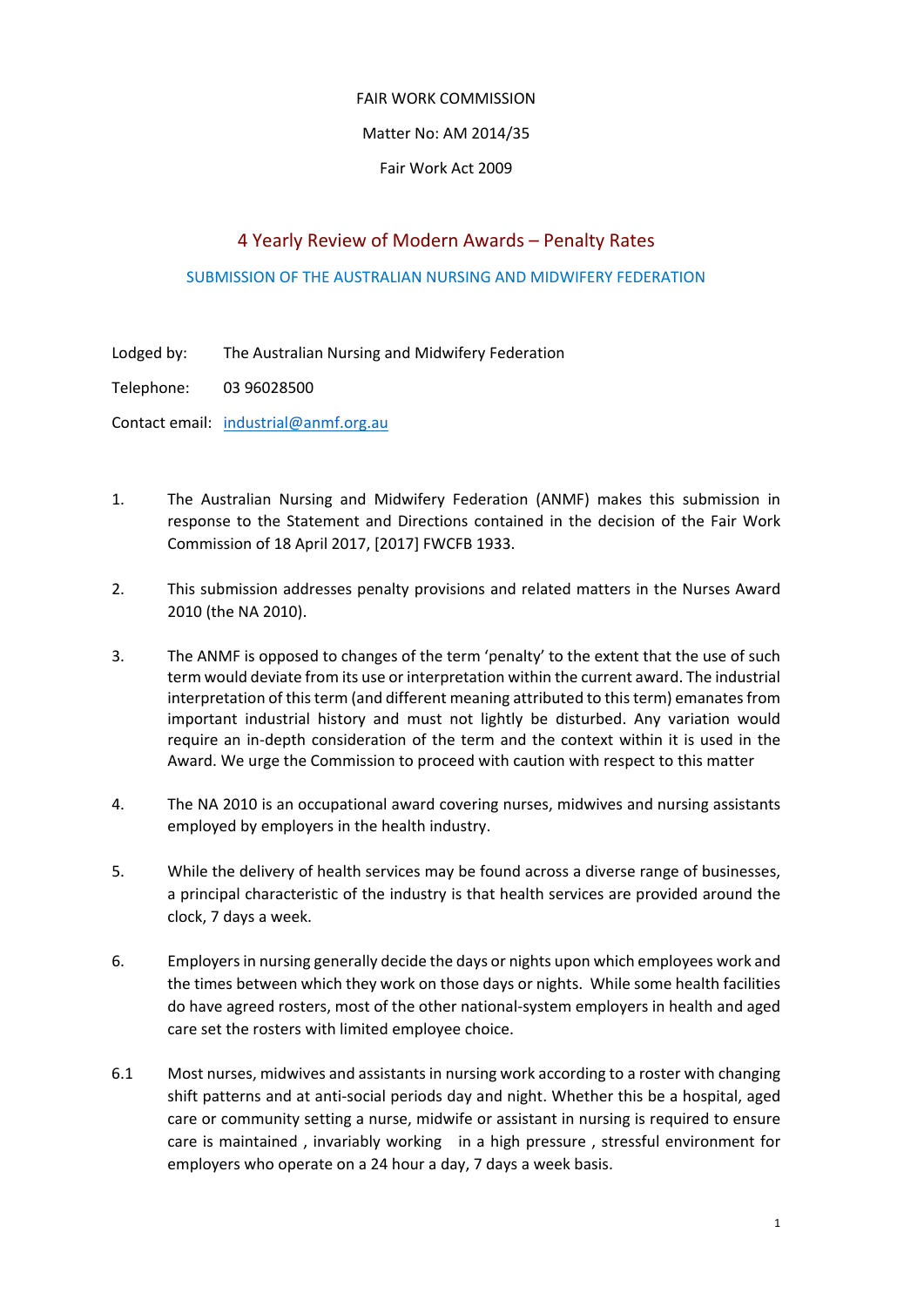FAIR WORK COMMISSION

Matter No: AM 2014/35

Fair Work Act 2009

## 4 Yearly Review of Modern Awards – Penalty Rates

### SUBMISSION OF THE AUSTRALIAN NURSING AND MIDWIFERY FEDERATION

Lodged by: The Australian Nursing and Midwifery Federation

Telephone: 03 96028500

Contact email: industrial@anmf.org.au

1. The Australian Nursing and Midwifery Federation (ANMF) makes this submission in response to the Statement and Directions contained in the decision of the Fair Work Commission of 18 April 2017, [2017] FWCFB 1933.

2. This submission addresses penalty provisions and related matters in the Nurses Award 2010 (the NA 2010).

3. The ANMF is opposed to changes of the term 'penalty' to the extent that the use of such term would deviate from its use or interpretation within the current award. The industrial interpretation of this term (and different meaning attributed to this term) emanates from important industrial history and must not lightly be disturbed. Any variation would require an in-depth consideration of the term and the context within it is used in the Award. We urge the Commission to proceed with caution with respect to this matter

4. The NA 2010 is an occupational award covering nurses, midwives and nursing assistants employed by employers in the health industry.

5. While the delivery of health services may be found across a diverse range of businesses, a principal characteristic of the industry is that health services are provided around the clock, 7 days a week.

6. Employers in nursing generally decide the days or nights upon which employees work and the times between which they work on those days or nights. While some health facilities do have agreed rosters, most of the other national-system employers in health and aged care set the rosters with limited employee choice.

6.1 Most nurses, midwives and assistants in nursing work according to a roster with changing shift patterns and at anti-social periods day and night. Whether this be a hospital, aged care or community setting a nurse, midwife or assistant in nursing is required to ensure care is maintained , invariably working in a high pressure , stressful environment for employers who operate on a 24 hour a day, 7 days a week basis.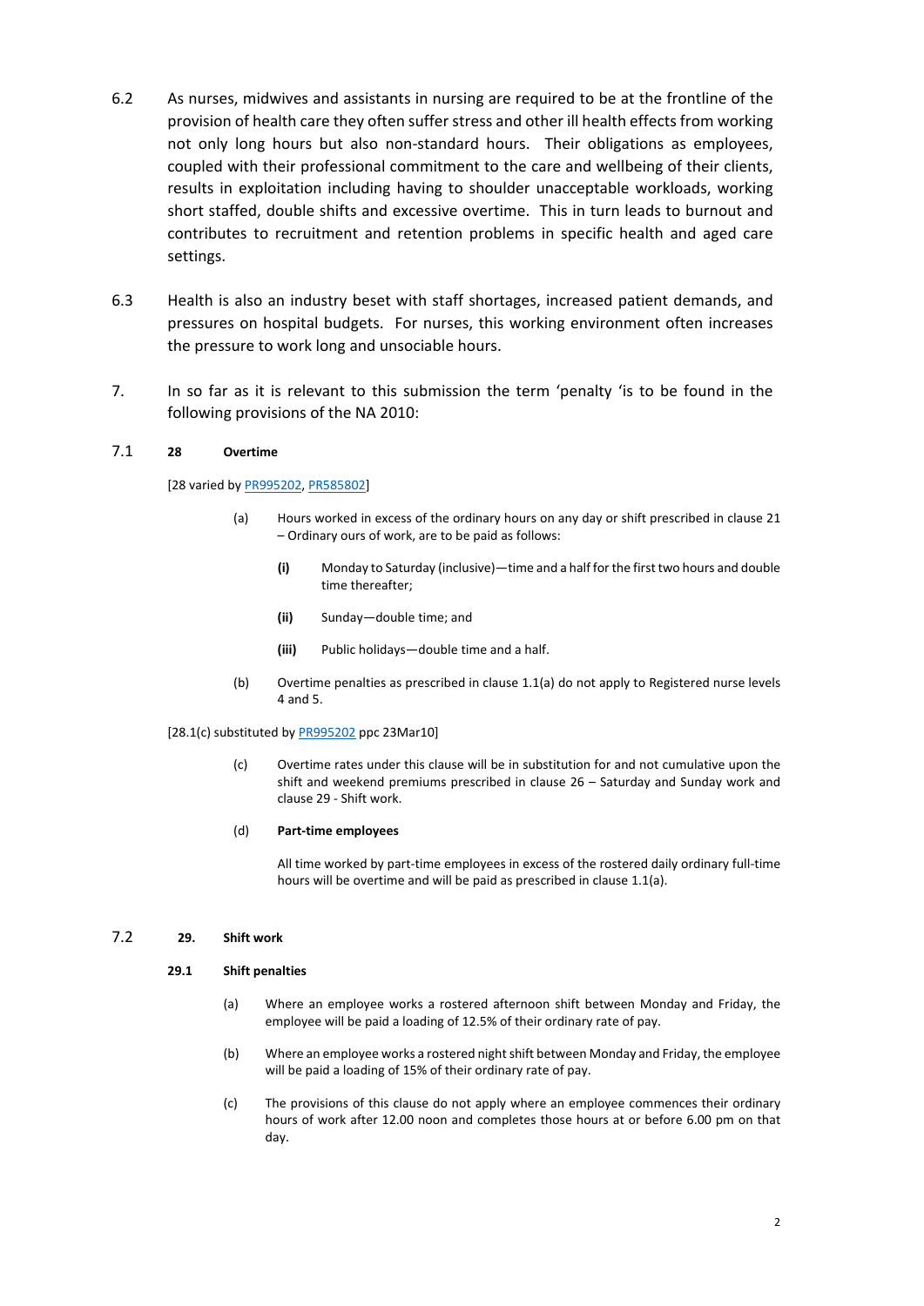6.2 As nurses, midwives and assistants in nursing are required to be at the frontline of the provision of health care they often suffer stress and other ill health effects from working not only long hours but also non-standard hours. Their obligations as employees, coupled with their professional commitment to the care and wellbeing of their clients, results in exploitation including having to shoulder unacceptable workloads, working short staffed, double shifts and excessive overtime. This in turn leads to burnout and contributes to recruitment and retention problems in specific health and aged care settings.

6.3 Health is also an industry beset with staff shortages, increased patient demands, and pressures on hospital budgets. For nurses, this working environment often increases the pressure to work long and unsociable hours.

7. In so far as it is relevant to this submission the term 'penalty 'is to be found in the following provisions of the NA 2010:

7.1 **28 Overtime**

[28 varied by PR995202, PR585802]

(a) Hours worked in excess of the ordinary hours on any day or shift prescribed in clause 21 – Ordinary ours of work, are to be paid as follows:

**(i)** Monday to Saturday (inclusive)—time and a half for the first two hours and double time thereafter;

**(ii)** Sunday—double time; and

**(iii)** Public holidays—double time and a half.

(b) Overtime penalties as prescribed in clause 1.1(a) do not apply to Registered nurse levels 4 and 5.

[28.1(c) substituted by PR995202 ppc 23Mar10]

(c) Overtime rates under this clause will be in substitution for and not cumulative upon the shift and weekend premiums prescribed in clause 26 – Saturday and Sunday work and clause 29 - Shift work.

(d) **Part-time employees**

All time worked by part-time employees in excess of the rostered daily ordinary full-time hours will be overtime and will be paid as prescribed in clause 1.1(a).

7.2 **29. Shift work**

**29.1 Shift penalties**

(a) Where an employee works a rostered afternoon shift between Monday and Friday, the employee will be paid a loading of 12.5% of their ordinary rate of pay.

(b) Where an employee works a rostered night shift between Monday and Friday, the employee will be paid a loading of 15% of their ordinary rate of pay.

(c) The provisions of this clause do not apply where an employee commences their ordinary hours of work after 12.00 noon and completes those hours at or before 6.00 pm on that day.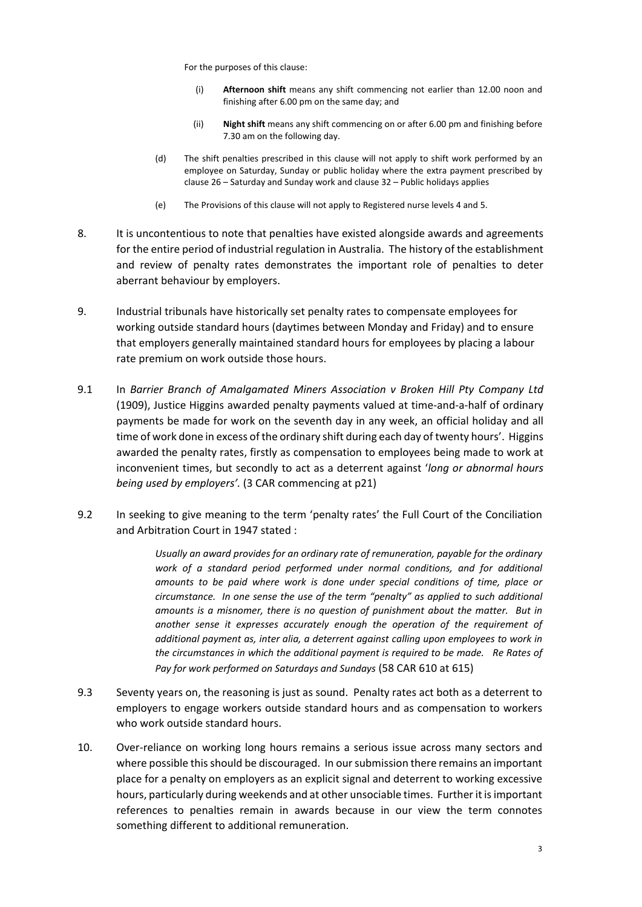For the purposes of this clause:

(i) **Afternoon shift** means any shift commencing not earlier than 12.00 noon and finishing after 6.00 pm on the same day; and

(ii) **Night shift** means any shift commencing on or after 6.00 pm and finishing before 7.30 am on the following day.

(d) The shift penalties prescribed in this clause will not apply to shift work performed by an employee on Saturday, Sunday or public holiday where the extra payment prescribed by clause 26 – Saturday and Sunday work and clause 32 – Public holidays applies

(e) The Provisions of this clause will not apply to Registered nurse levels 4 and 5.

8. It is uncontentious to note that penalties have existed alongside awards and agreements for the entire period of industrial regulation in Australia. The history of the establishment and review of penalty rates demonstrates the important role of penalties to deter aberrant behaviour by employers.

9. Industrial tribunals have historically set penalty rates to compensate employees for working outside standard hours (daytimes between Monday and Friday) and to ensure that employers generally maintained standard hours for employees by placing a labour rate premium on work outside those hours.

9.1 In *Barrier Branch of Amalgamated Miners Association v Broken Hill Pty Company Ltd* (1909), Justice Higgins awarded penalty payments valued at time-and-a-half of ordinary payments be made for work on the seventh day in any week, an official holiday and all time of work done in excess of the ordinary shift during each day of twenty hours'. Higgins awarded the penalty rates, firstly as compensation to employees being made to work at inconvenient times, but secondly to act as a deterrent against '*long or abnormal hours being used by employers'*. (3 CAR commencing at p21)

9.2 In seeking to give meaning to the term 'penalty rates' the Full Court of the Conciliation and Arbitration Court in 1947 stated :

> *Usually an award provides for an ordinary rate of remuneration, payable for the ordinary work of a standard period performed under normal conditions, and for additional amounts to be paid where work is done under special conditions of time, place or circumstance. In one sense the use of the term "penalty" as applied to such additional amounts is a misnomer, there is no question of punishment about the matter. But in another sense it expresses accurately enough the operation of the requirement of additional payment as, inter alia, a deterrent against calling upon employees to work in the circumstances in which the additional payment is required to be made. Re Rates of Pay for work performed on Saturdays and Sundays* (58 CAR 610 at 615)

9.3 Seventy years on, the reasoning is just as sound. Penalty rates act both as a deterrent to employers to engage workers outside standard hours and as compensation to workers who work outside standard hours.

10. Over-reliance on working long hours remains a serious issue across many sectors and where possible this should be discouraged. In our submission there remains an important place for a penalty on employers as an explicit signal and deterrent to working excessive hours, particularly during weekends and at other unsociable times. Further it is important references to penalties remain in awards because in our view the term connotes something different to additional remuneration.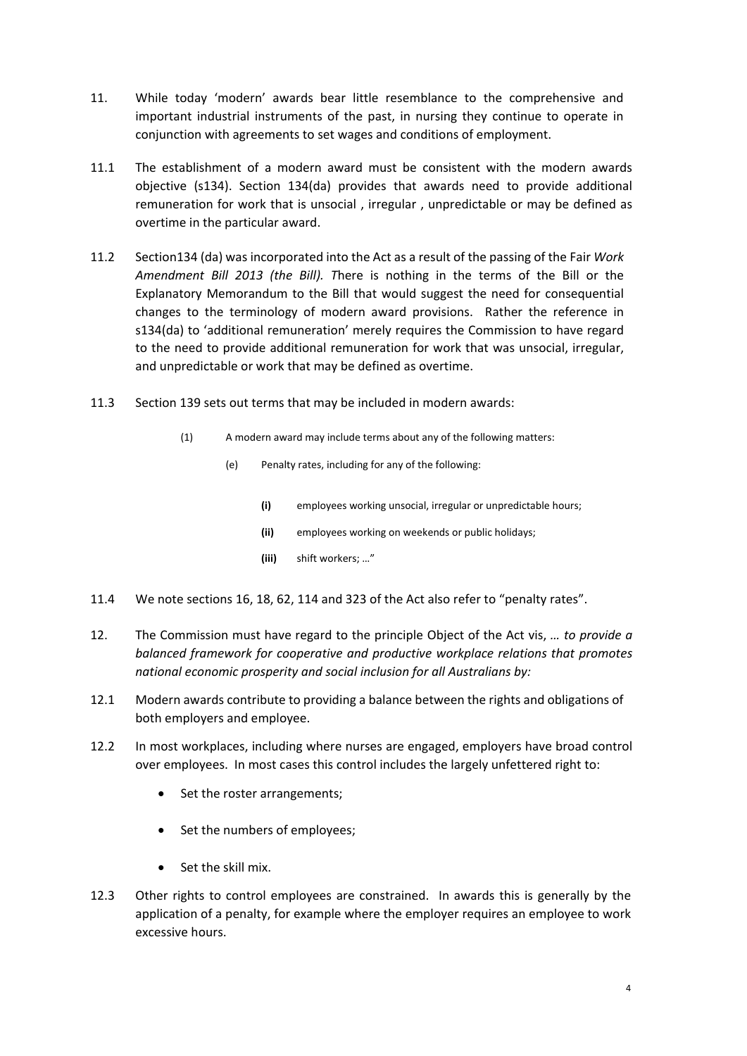11. While today 'modern' awards bear little resemblance to the comprehensive and important industrial instruments of the past, in nursing they continue to operate in conjunction with agreements to set wages and conditions of employment.

11.1 The establishment of a modern award must be consistent with the modern awards objective (s134). Section 134(da) provides that awards need to provide additional remuneration for work that is unsocial , irregular , unpredictable or may be defined as overtime in the particular award.

11.2 Section134 (da) was incorporated into the Act as a result of the passing of the Fair *Work Amendment Bill 2013 (the Bill). T*here is nothing in the terms of the Bill or the Explanatory Memorandum to the Bill that would suggest the need for consequential changes to the terminology of modern award provisions. Rather the reference in s134(da) to 'additional remuneration' merely requires the Commission to have regard to the need to provide additional remuneration for work that was unsocial, irregular, and unpredictable or work that may be defined as overtime.

11.3 Section 139 sets out terms that may be included in modern awards:

> (1) A modern award may include terms about any of the following matters:
>
> (e) Penalty rates, including for any of the following:
>
> **(i)** employees working unsocial, irregular or unpredictable hours;
>
> **(ii)** employees working on weekends or public holidays;
>
> **(iii)** shift workers; …"

11.4 We note sections 16, 18, 62, 114 and 323 of the Act also refer to "penalty rates".

12. The Commission must have regard to the principle Object of the Act vis, *… to provide a balanced framework for cooperative and productive workplace relations that promotes national economic prosperity and social inclusion for all Australians by:*

12.1 Modern awards contribute to providing a balance between the rights and obligations of both employers and employee.

12.2 In most workplaces, including where nurses are engaged, employers have broad control over employees. In most cases this control includes the largely unfettered right to:

- Set the roster arrangements;
- Set the numbers of employees;
- Set the skill mix.

12.3 Other rights to control employees are constrained. In awards this is generally by the application of a penalty, for example where the employer requires an employee to work excessive hours.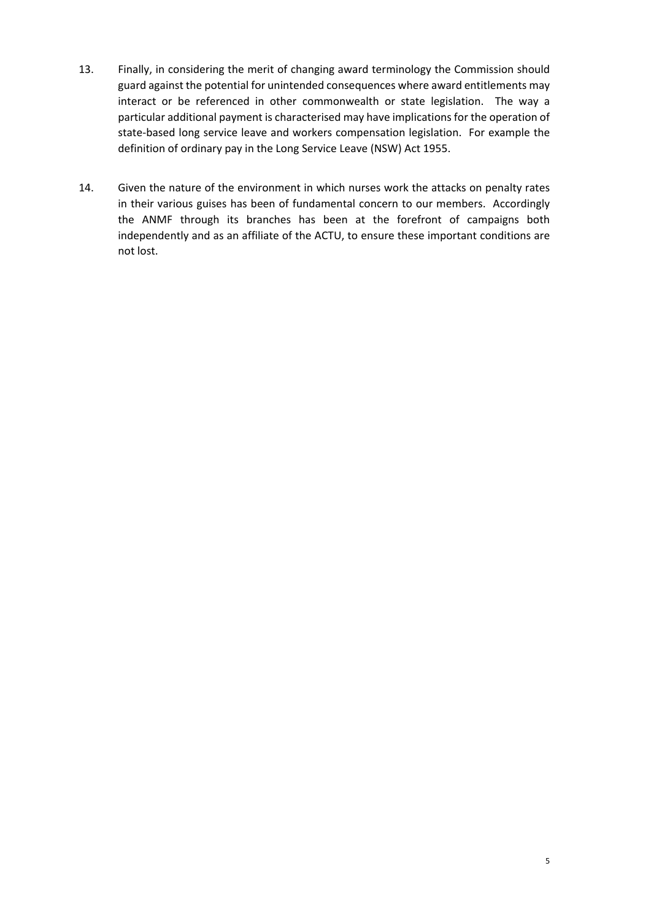13. Finally, in considering the merit of changing award terminology the Commission should guard against the potential for unintended consequences where award entitlements may interact or be referenced in other commonwealth or state legislation. The way a particular additional payment is characterised may have implications for the operation of state-based long service leave and workers compensation legislation. For example the definition of ordinary pay in the Long Service Leave (NSW) Act 1955.

14. Given the nature of the environment in which nurses work the attacks on penalty rates in their various guises has been of fundamental concern to our members. Accordingly the ANMF through its branches has been at the forefront of campaigns both independently and as an affiliate of the ACTU, to ensure these important conditions are not lost.